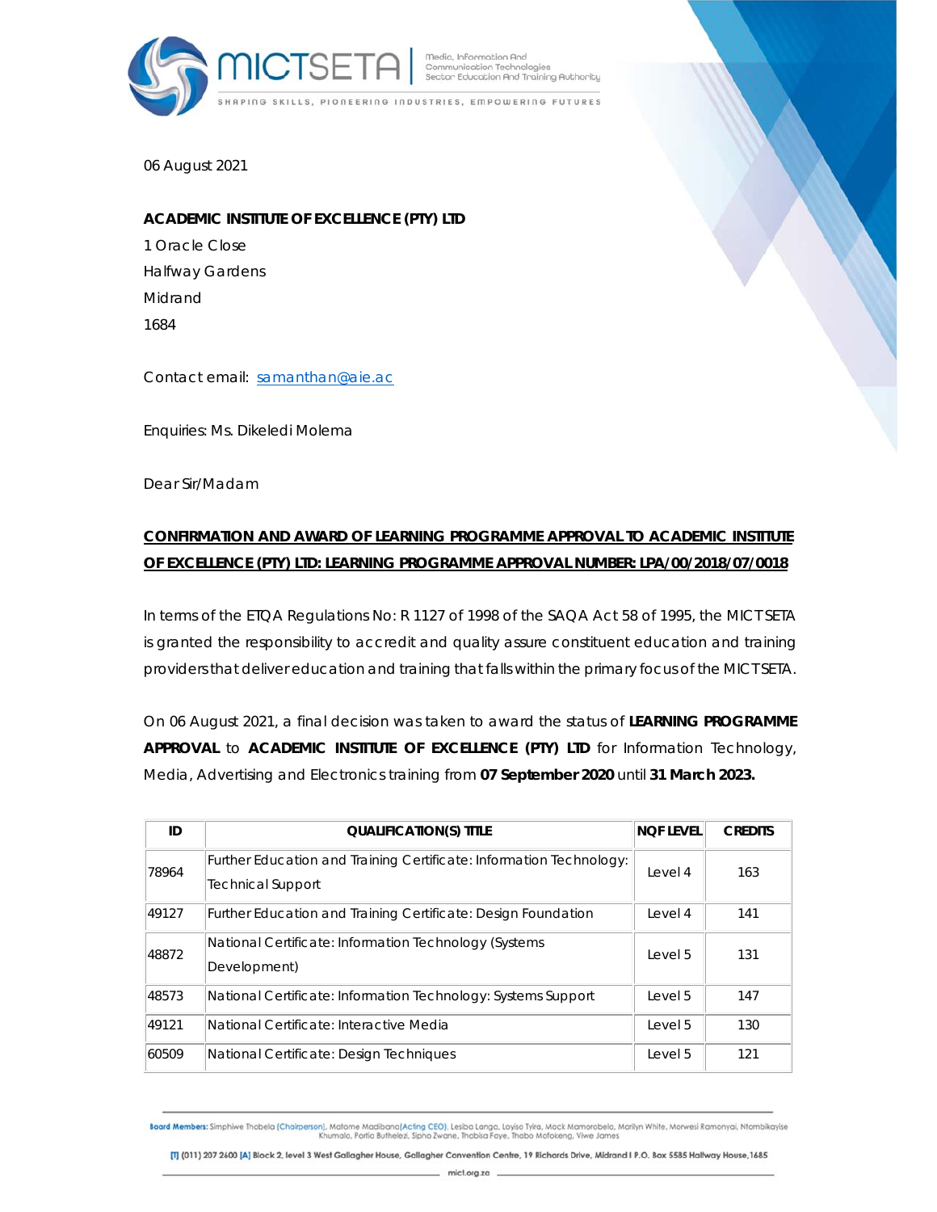06 August 2021

**ACADEMIC INSTITUTE OF EXCELLENCE (PTY) LTD**
1 Oracle Close
Halfway Gardens
Midrand
1684

Contact email: samanthan@aie.ac

Enquiries: Ms. Dikeledi Molema

Dear Sir/Madam

**CONFIRMATION AND AWARD OF LEARNING PROGRAMME APPROVAL TO ACADEMIC INSTITUTE OF EXCELLENCE (PTY) LTD: LEARNING PROGRAMME APPROVAL NUMBER: LPA/00/2018/07/0018**

In terms of the ETQA Regulations No: R 1127 of 1998 of the SAQA Act 58 of 1995, the MICT SETA is granted the responsibility to accredit and quality assure constituent education and training providers that deliver education and training that falls within the primary focus of the MICT SETA.

On 06 August 2021, a final decision was taken to award the status of **LEARNING PROGRAMME APPROVAL** to **ACADEMIC INSTITUTE OF EXCELLENCE (PTY) LTD** for Information Technology, Media, Advertising and Electronics training from **07 September 2020** until **31 March 2023.**

| ID | QUALIFICATION(S) TITLE | NQF LEVEL | CREDITS |
|---|---|---|---|
| 78964 | Further Education and Training Certificate: Information Technology: Technical Support | Level 4 | 163 |
| 49127 | Further Education and Training Certificate: Design Foundation | Level 4 | 141 |
| 48872 | National Certificate: Information Technology (Systems Development) | Level 5 | 131 |
| 48573 | National Certificate: Information Technology: Systems Support | Level 5 | 147 |
| 49121 | National Certificate: Interactive Media | Level 5 | 130 |
| 60509 | National Certificate: Design Techniques | Level 5 | 121 |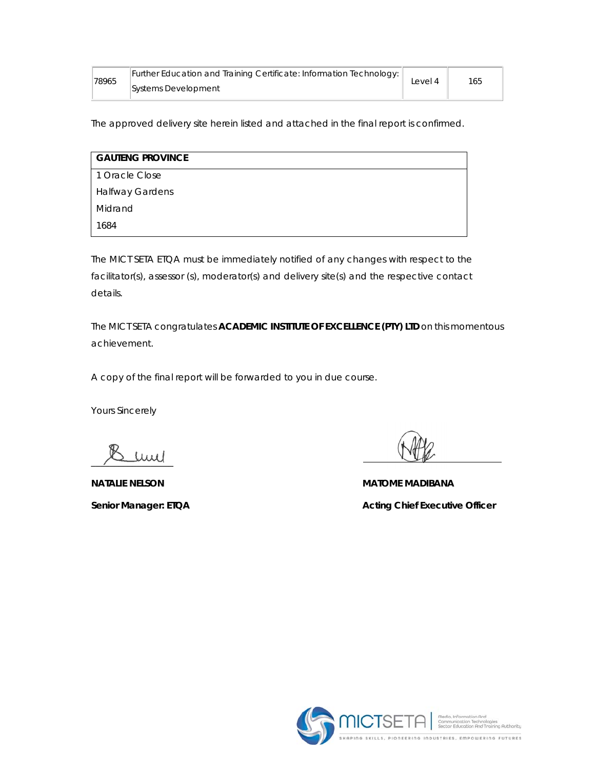| | | | |
|---|---|---|---|
| 78965 | Further Education and Training Certificate: Information Technology: Systems Development | Level 4 | 165 |

The approved delivery site herein listed and attached in the final report is confirmed.

| GAUTENG PROVINCE |
|---|
| 1 Oracle Close<br>Halfway Gardens<br>Midrand<br>1684 |

The MICT SETA ETQA must be immediately notified of any changes with respect to the facilitator(s), assessor (s), moderator(s) and delivery site(s) and the respective contact details.

The MICT SETA congratulates **ACADEMIC INSTITUTE OF EXCELLENCE (PTY) LTD** on this momentous achievement.

A copy of the final report will be forwarded to you in due course.

Yours Sincerely

**NATALIE NELSON**

**Senior Manager: ETQA**

**MATOME MADIBANA**

**Acting Chief Executive Officer**

MICTSETA | Media, Information And Communication Technologies Sector Education And Training Authority

SHAPING SKILLS, PIONEERING INDUSTRIES, EMPOWERING FUTURES